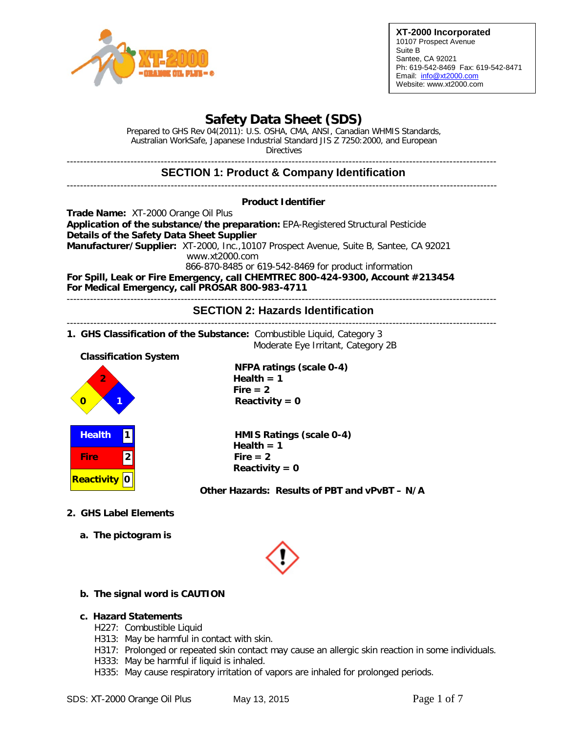**XT-2000 Incorporated**
10107 Prospect Avenue
Suite B
Santee, CA 92021
Ph: 619-542-8469 Fax: 619-542-8471
Email: info@xt2000.com
Website: www.xt2000.com

# Safety Data Sheet (SDS)

Prepared to GHS Rev 04(2011): U.S. OSHA, CMA, ANSI, Canadian WHMIS Standards, Australian WorkSafe, Japanese Industrial Standard JIS Z 7250:2000, and European Directives

## SECTION 1: Product & Company Identification

**Product Identifier**

**Trade Name:** XT-2000 Orange Oil Plus
**Application of the substance/the preparation:** EPA-Registered Structural Pesticide
**Details of the Safety Data Sheet Supplier**
**Manufacturer/Supplier:** XT-2000, Inc.,10107 Prospect Avenue, Suite B, Santee, CA 92021
www.xt2000.com
866-870-8485 or 619-542-8469 for product information
**For Spill, Leak or Fire Emergency, call CHEMTREC 800-424-9300, Account #213454**
**For Medical Emergency, call PROSAR 800-983-4711**

## SECTION 2: Hazards Identification

1. **GHS Classification of the Substance:** Combustible Liquid, Category 3
Moderate Eye Irritant, Category 2B

**Classification System**

| Health | 1 |
|---|---|
| Fire | 2 |
| Reactivity | 0 |

**NFPA ratings (scale 0-4)**
**Health = 1**
**Fire = 2**
**Reactivity = 0**

**HMIS Ratings (scale 0-4)**
**Health = 1**
**Fire = 2**
**Reactivity = 0**

**Other Hazards: Results of PBT and vPvBT – N/A**

2. **GHS Label Elements**

   a. **The pictogram is**

   b. **The signal word is CAUTION**

   c. **Hazard Statements**
   H227: Combustible Liquid
   H313: May be harmful in contact with skin.
   H317: Prolonged or repeated skin contact may cause an allergic skin reaction in some individuals.
   H333: May be harmful if liquid is inhaled.
   H335: May cause respiratory irritation of vapors are inhaled for prolonged periods.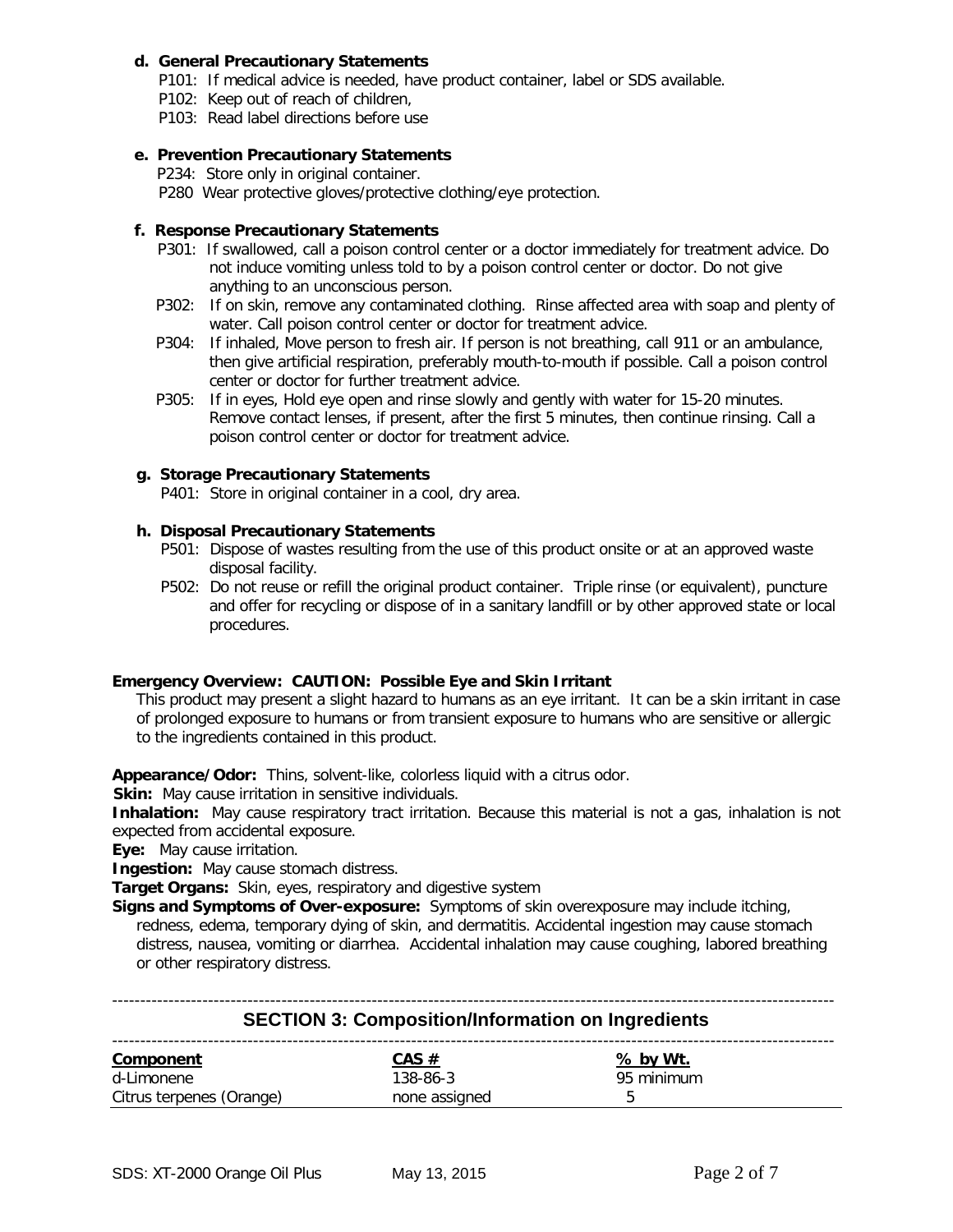**d. General Precautionary Statements**

P101: If medical advice is needed, have product container, label or SDS available.
P102: Keep out of reach of children,
P103: Read label directions before use

**e. Prevention Precautionary Statements**

P234: Store only in original container.
P280 Wear protective gloves/protective clothing/eye protection.

**f. Response Precautionary Statements**

P301: If swallowed, call a poison control center or a doctor immediately for treatment advice. Do not induce vomiting unless told to by a poison control center or doctor. Do not give anything to an unconscious person.
P302: If on skin, remove any contaminated clothing. Rinse affected area with soap and plenty of water. Call poison control center or doctor for treatment advice.
P304: If inhaled, Move person to fresh air. If person is not breathing, call 911 or an ambulance, then give artificial respiration, preferably mouth-to-mouth if possible. Call a poison control center or doctor for further treatment advice.
P305: If in eyes, Hold eye open and rinse slowly and gently with water for 15-20 minutes. Remove contact lenses, if present, after the first 5 minutes, then continue rinsing. Call a poison control center or doctor for treatment advice.

**g. Storage Precautionary Statements**

P401: Store in original container in a cool, dry area.

**h. Disposal Precautionary Statements**

P501: Dispose of wastes resulting from the use of this product onsite or at an approved waste disposal facility.
P502: Do not reuse or refill the original product container. Triple rinse (or equivalent), puncture and offer for recycling or dispose of in a sanitary landfill or by other approved state or local procedures.

**Emergency Overview: CAUTION: Possible Eye and Skin Irritant**

This product may present a slight hazard to humans as an eye irritant. It can be a skin irritant in case of prolonged exposure to humans or from transient exposure to humans who are sensitive or allergic to the ingredients contained in this product.

**Appearance/Odor:** Thins, solvent-like, colorless liquid with a citrus odor.
**Skin:** May cause irritation in sensitive individuals.
**Inhalation:** May cause respiratory tract irritation. Because this material is not a gas, inhalation is not expected from accidental exposure.
**Eye:** May cause irritation.
**Ingestion:** May cause stomach distress.
**Target Organs:** Skin, eyes, respiratory and digestive system
**Signs and Symptoms of Over-exposure:** Symptoms of skin overexposure may include itching, redness, edema, temporary dying of skin, and dermatitis. Accidental ingestion may cause stomach distress, nausea, vomiting or diarrhea. Accidental inhalation may cause coughing, labored breathing or other respiratory distress.

## SECTION 3: Composition/Information on Ingredients

| Component | CAS # | % by Wt. |
|---|---|---|
| d-Limonene | 138-86-3 | 95 minimum |
| Citrus terpenes (Orange) | none assigned | 5 |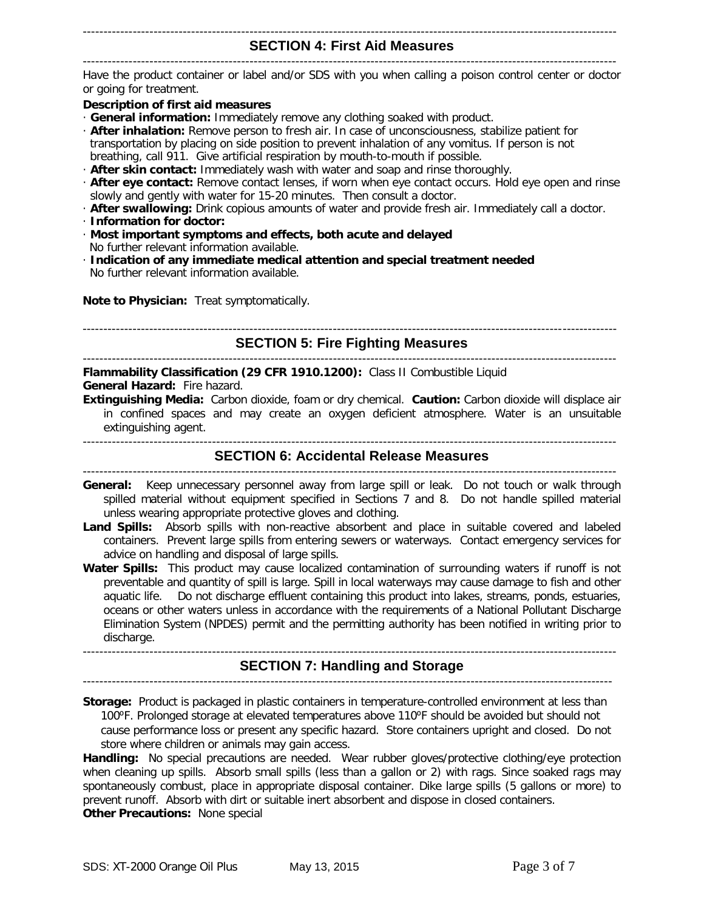## SECTION 4: First Aid Measures

Have the product container or label and/or SDS with you when calling a poison control center or doctor or going for treatment.

**Description of first aid measures**

- **General information:** Immediately remove any clothing soaked with product.
- **After inhalation:** Remove person to fresh air. In case of unconsciousness, stabilize patient for transportation by placing on side position to prevent inhalation of any vomitus. If person is not breathing, call 911. Give artificial respiration by mouth-to-mouth if possible.
- **After skin contact:** Immediately wash with water and soap and rinse thoroughly.
- **After eye contact:** Remove contact lenses, if worn when eye contact occurs. Hold eye open and rinse slowly and gently with water for 15-20 minutes. Then consult a doctor.
- **After swallowing:** Drink copious amounts of water and provide fresh air. Immediately call a doctor.
- **Information for doctor:**
- **Most important symptoms and effects, both acute and delayed**
  No further relevant information available.
- **Indication of any immediate medical attention and special treatment needed**
  No further relevant information available.

**Note to Physician:** Treat symptomatically.

## SECTION 5: Fire Fighting Measures

**Flammability Classification (29 CFR 1910.1200):** Class II Combustible Liquid

**General Hazard:** Fire hazard.

**Extinguishing Media:** Carbon dioxide, foam or dry chemical. **Caution:** Carbon dioxide will displace air in confined spaces and may create an oxygen deficient atmosphere. Water is an unsuitable extinguishing agent.

## SECTION 6: Accidental Release Measures

**General:** Keep unnecessary personnel away from large spill or leak. Do not touch or walk through spilled material without equipment specified in Sections 7 and 8. Do not handle spilled material unless wearing appropriate protective gloves and clothing.

**Land Spills:** Absorb spills with non-reactive absorbent and place in suitable covered and labeled containers. Prevent large spills from entering sewers or waterways. Contact emergency services for advice on handling and disposal of large spills.

**Water Spills:** This product may cause localized contamination of surrounding waters if runoff is not preventable and quantity of spill is large. Spill in local waterways may cause damage to fish and other aquatic life. Do not discharge effluent containing this product into lakes, streams, ponds, estuaries, oceans or other waters unless in accordance with the requirements of a National Pollutant Discharge Elimination System (NPDES) permit and the permitting authority has been notified in writing prior to discharge.

## SECTION 7: Handling and Storage

**Storage:** Product is packaged in plastic containers in temperature-controlled environment at less than 100ºF. Prolonged storage at elevated temperatures above 110ºF should be avoided but should not cause performance loss or present any specific hazard. Store containers upright and closed. Do not store where children or animals may gain access.

**Handling:** No special precautions are needed. Wear rubber gloves/protective clothing/eye protection when cleaning up spills. Absorb small spills (less than a gallon or 2) with rags. Since soaked rags may spontaneously combust, place in appropriate disposal container. Dike large spills (5 gallons or more) to prevent runoff. Absorb with dirt or suitable inert absorbent and dispose in closed containers.

**Other Precautions:** None special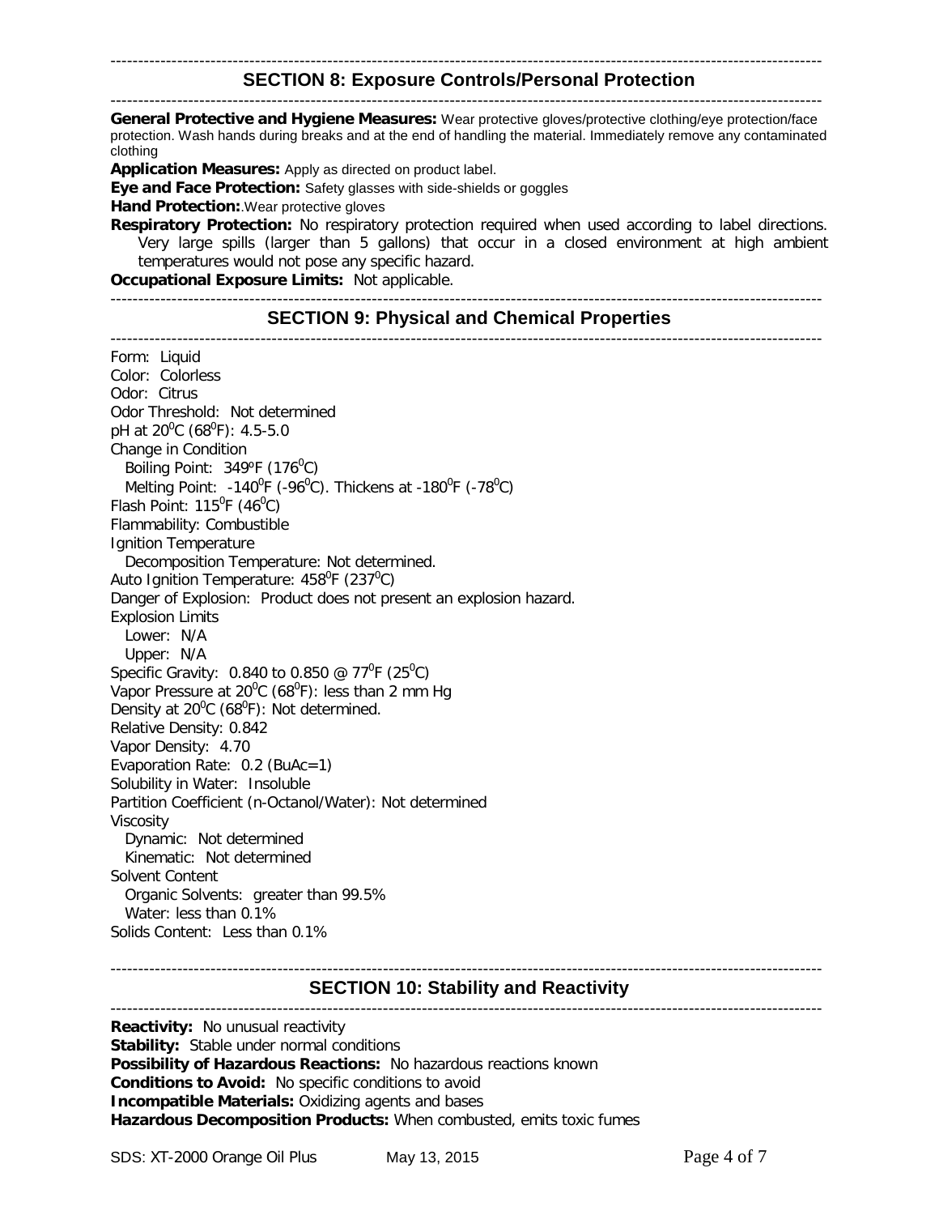## SECTION 8: Exposure Controls/Personal Protection

**General Protective and Hygiene Measures:** Wear protective gloves/protective clothing/eye protection/face protection. Wash hands during breaks and at the end of handling the material. Immediately remove any contaminated clothing

**Application Measures:** Apply as directed on product label.

**Eye and Face Protection:** Safety glasses with side-shields or goggles

**Hand Protection:**.Wear protective gloves

**Respiratory Protection:** No respiratory protection required when used according to label directions. Very large spills (larger than 5 gallons) that occur in a closed environment at high ambient temperatures would not pose any specific hazard.

**Occupational Exposure Limits:** Not applicable.

## SECTION 9: Physical and Chemical Properties

Form: Liquid
Color: Colorless
Odor: Citrus
Odor Threshold: Not determined
pH at 20⁰C (68⁰F): 4.5-5.0
Change in Condition
  Boiling Point: 349ºF (176⁰C)
  Melting Point: -140⁰F (-96⁰C). Thickens at -180⁰F (-78⁰C)
Flash Point: 115⁰F (46⁰C)
Flammability: Combustible
Ignition Temperature
  Decomposition Temperature: Not determined.
Auto Ignition Temperature: 458⁰F (237⁰C)
Danger of Explosion: Product does not present an explosion hazard.
Explosion Limits
  Lower: N/A
  Upper: N/A
Specific Gravity: 0.840 to 0.850 @ 77⁰F (25⁰C)
Vapor Pressure at 20⁰C (68⁰F): less than 2 mm Hg
Density at 20⁰C (68⁰F): Not determined.
Relative Density: 0.842
Vapor Density: 4.70
Evaporation Rate: 0.2 (BuAc=1)
Solubility in Water: Insoluble
Partition Coefficient (n-Octanol/Water): Not determined
Viscosity
  Dynamic: Not determined
  Kinematic: Not determined
Solvent Content
  Organic Solvents: greater than 99.5%
  Water: less than 0.1%
Solids Content: Less than 0.1%

## SECTION 10: Stability and Reactivity

**Reactivity:** No unusual reactivity
**Stability:** Stable under normal conditions
**Possibility of Hazardous Reactions:** No hazardous reactions known
**Conditions to Avoid:** No specific conditions to avoid
**Incompatible Materials:** Oxidizing agents and bases
**Hazardous Decomposition Products:** When combusted, emits toxic fumes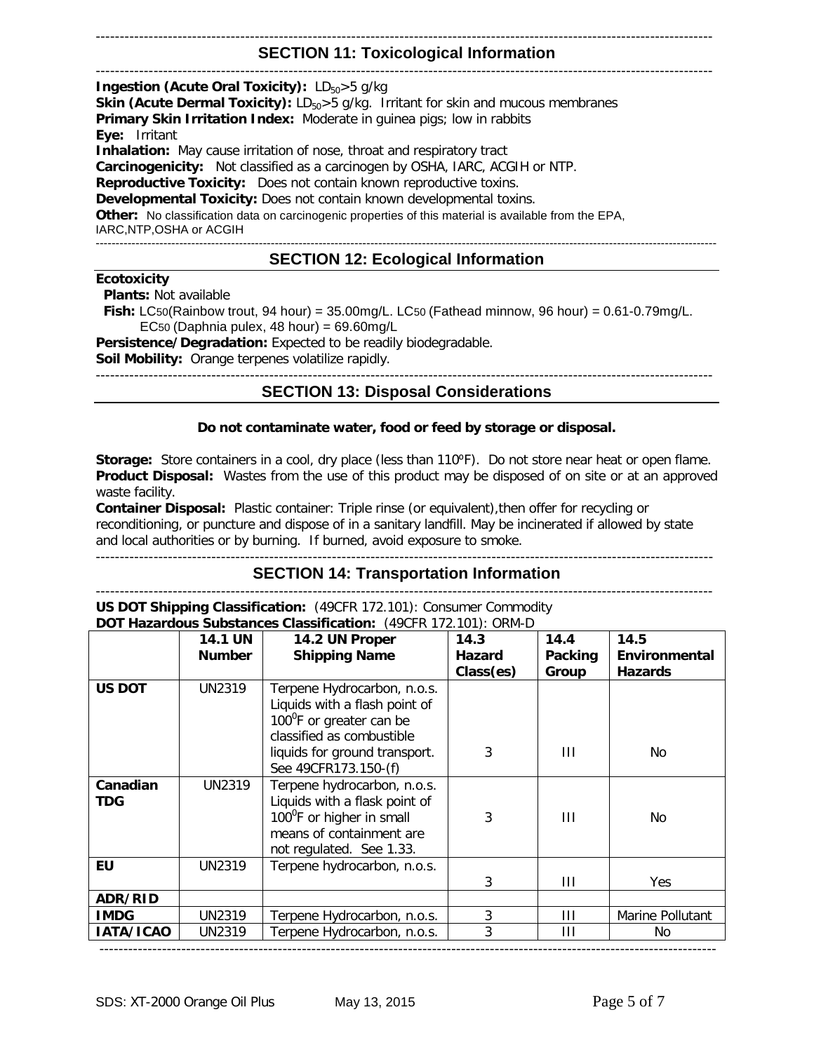## SECTION 11: Toxicological Information

**Ingestion (Acute Oral Toxicity):** $LD_{50}$>5 g/kg
**Skin (Acute Dermal Toxicity):** $LD_{50}$>5 g/kg. Irritant for skin and mucous membranes
**Primary Skin Irritation Index:** Moderate in guinea pigs; low in rabbits
**Eye:** Irritant
**Inhalation:** May cause irritation of nose, throat and respiratory tract
**Carcinogenicity:** Not classified as a carcinogen by OSHA, IARC, ACGIH or NTP.
**Reproductive Toxicity:** Does not contain known reproductive toxins.
**Developmental Toxicity:** Does not contain known developmental toxins.
**Other:** No classification data on carcinogenic properties of this material is available from the EPA, IARC,NTP,OSHA or ACGIH

## SECTION 12: Ecological Information

**Ecotoxicity**
**Plants:** Not available
**Fish:** $LC_{50}$(Rainbow trout, 94 hour) = 35.00mg/L. $LC_{50}$ (Fathead minnow, 96 hour) = 0.61-0.79mg/L. $EC_{50}$ (Daphnia pulex, 48 hour) = 69.60mg/L
**Persistence/Degradation:** Expected to be readily biodegradable.
**Soil Mobility:** Orange terpenes volatilize rapidly.

## SECTION 13: Disposal Considerations

**Do not contaminate water, food or feed by storage or disposal.**

**Storage:** Store containers in a cool, dry place (less than 110ºF). Do not store near heat or open flame.
**Product Disposal:** Wastes from the use of this product may be disposed of on site or at an approved waste facility.
**Container Disposal:** Plastic container: Triple rinse (or equivalent),then offer for recycling or reconditioning, or puncture and dispose of in a sanitary landfill. May be incinerated if allowed by state and local authorities or by burning. If burned, avoid exposure to smoke.

## SECTION 14: Transportation Information

**US DOT Shipping Classification:** (49CFR 172.101): Consumer Commodity
**DOT Hazardous Substances Classification:** (49CFR 172.101): ORM-D

| | 14.1 UN Number | 14.2 UN Proper Shipping Name | 14.3 Hazard Class(es) | 14.4 Packing Group | 14.5 Environmental Hazards |
|---|---|---|---|---|---|
| **US DOT** | UN2319 | Terpene Hydrocarbon, n.o.s. Liquids with a flash point of $100^0$F or greater can be classified as combustible liquids for ground transport. See 49CFR173.150-(f) | 3 | III | No |
| **Canadian TDG** | UN2319 | Terpene hydrocarbon, n.o.s. Liquids with a flask point of $100^0$F or higher in small means of containment are not regulated. See 1.33. | 3 | III | No |
| **EU** | UN2319 | Terpene hydrocarbon, n.o.s. | 3 | III | Yes |
| **ADR/RID** | | | | | |
| **IMDG** | UN2319 | Terpene Hydrocarbon, n.o.s. | 3 | III | Marine Pollutant |
| **IATA/ICAO** | UN2319 | Terpene Hydrocarbon, n.o.s. | 3 | III | No |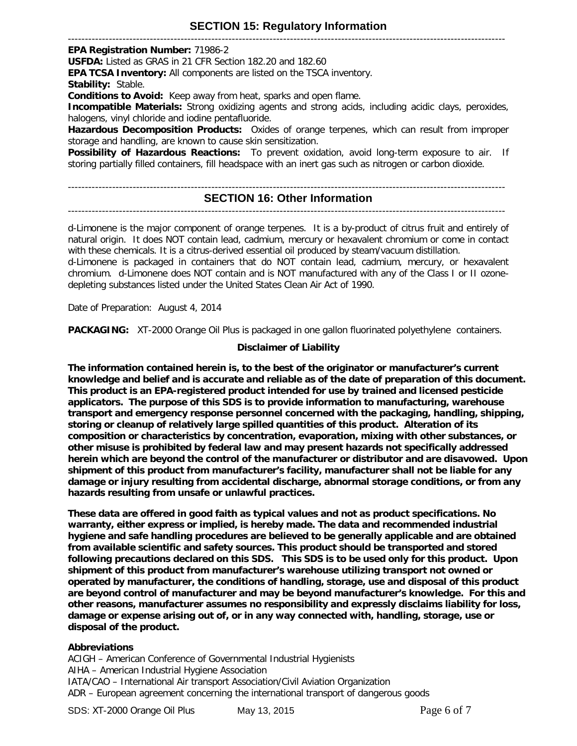## SECTION 15: Regulatory Information

**EPA Registration Number:** 71986-2

**USFDA:** Listed as GRAS in 21 CFR Section 182.20 and 182.60

**EPA TCSA Inventory:** All components are listed on the TSCA inventory.

**Stability:** Stable.

**Conditions to Avoid:** Keep away from heat, sparks and open flame.

**Incompatible Materials:** Strong oxidizing agents and strong acids, including acidic clays, peroxides, halogens, vinyl chloride and iodine pentafluoride.

**Hazardous Decomposition Products:** Oxides of orange terpenes, which can result from improper storage and handling, are known to cause skin sensitization.

**Possibility of Hazardous Reactions:** To prevent oxidation, avoid long-term exposure to air. If storing partially filled containers, fill headspace with an inert gas such as nitrogen or carbon dioxide.

## SECTION 16: Other Information

d-Limonene is the major component of orange terpenes. It is a by-product of citrus fruit and entirely of natural origin. It does NOT contain lead, cadmium, mercury or hexavalent chromium or come in contact with these chemicals. It is a citrus-derived essential oil produced by steam/vacuum distillation.
d-Limonene is packaged in containers that do NOT contain lead, cadmium, mercury, or hexavalent chromium. d-Limonene does NOT contain and is NOT manufactured with any of the Class I or II ozone-depleting substances listed under the United States Clean Air Act of 1990.

Date of Preparation: August 4, 2014

**PACKAGING:** XT-2000 Orange Oil Plus is packaged in one gallon fluorinated polyethylene containers.

**Disclaimer of Liability**

**The information contained herein is, to the best of the originator or manufacturer's current knowledge and belief and is accurate and reliable as of the date of preparation of this document. This product is an EPA-registered product intended for use by trained and licensed pesticide applicators. The purpose of this SDS is to provide information to manufacturing, warehouse transport and emergency response personnel concerned with the packaging, handling, shipping, storing or cleanup of relatively large spilled quantities of this product. Alteration of its composition or characteristics by concentration, evaporation, mixing with other substances, or other misuse is prohibited by federal law and may present hazards not specifically addressed herein which are beyond the control of the manufacturer or distributor and are disavowed. Upon shipment of this product from manufacturer's facility, manufacturer shall not be liable for any damage or injury resulting from accidental discharge, abnormal storage conditions, or from any hazards resulting from unsafe or unlawful practices.**

**These data are offered in good faith as typical values and not as product specifications. No warranty, either express or implied, is hereby made. The data and recommended industrial hygiene and safe handling procedures are believed to be generally applicable and are obtained from available scientific and safety sources. This product should be transported and stored following precautions declared on this SDS. This SDS is to be used only for this product. Upon shipment of this product from manufacturer's warehouse utilizing transport not owned or operated by manufacturer, the conditions of handling, storage, use and disposal of this product are beyond control of manufacturer and may be beyond manufacturer's knowledge. For this and other reasons, manufacturer assumes no responsibility and expressly disclaims liability for loss, damage or expense arising out of, or in any way connected with, handling, storage, use or disposal of the product.**

**Abbreviations**

ACIGH – American Conference of Governmental Industrial Hygienists
AIHA – American Industrial Hygiene Association
IATA/CAO – International Air transport Association/Civil Aviation Organization
ADR – European agreement concerning the international transport of dangerous goods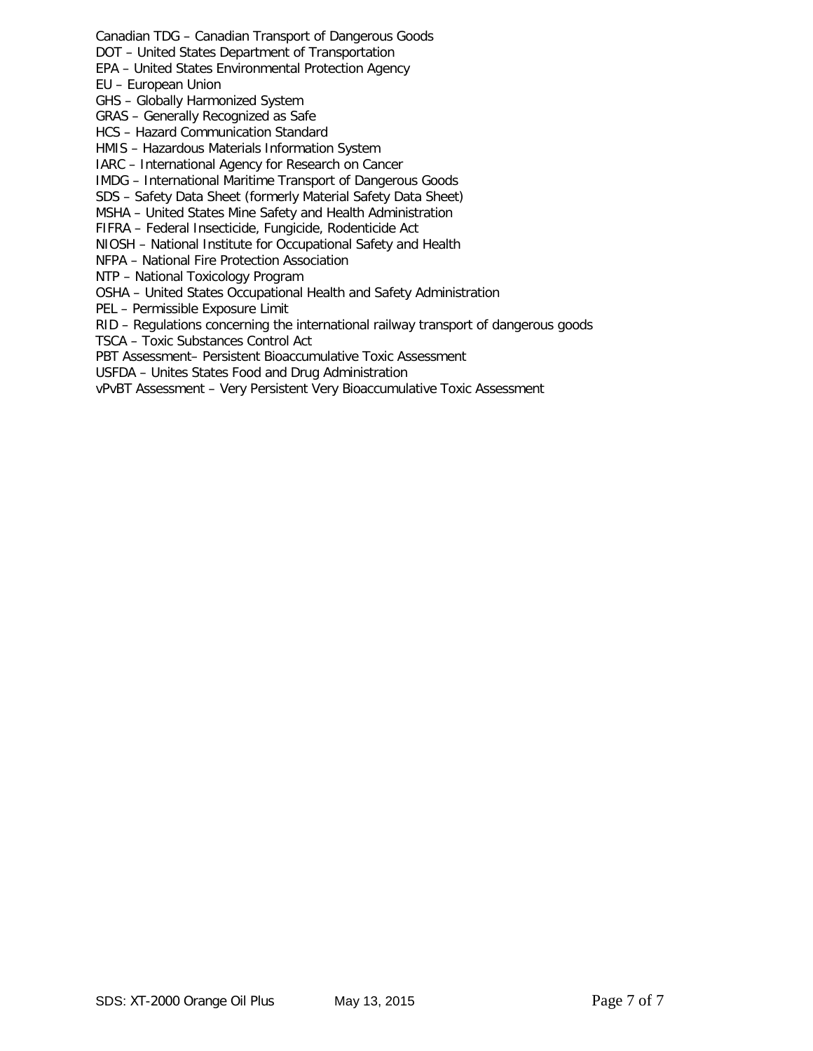Canadian TDG – Canadian Transport of Dangerous Goods
DOT – United States Department of Transportation
EPA – United States Environmental Protection Agency
EU – European Union
GHS – Globally Harmonized System
GRAS – Generally Recognized as Safe
HCS – Hazard Communication Standard
HMIS – Hazardous Materials Information System
IARC – International Agency for Research on Cancer
IMDG – International Maritime Transport of Dangerous Goods
SDS – Safety Data Sheet (formerly Material Safety Data Sheet)
MSHA – United States Mine Safety and Health Administration
FIFRA – Federal Insecticide, Fungicide, Rodenticide Act
NIOSH – National Institute for Occupational Safety and Health
NFPA – National Fire Protection Association
NTP – National Toxicology Program
OSHA – United States Occupational Health and Safety Administration
PEL – Permissible Exposure Limit
RID – Regulations concerning the international railway transport of dangerous goods
TSCA – Toxic Substances Control Act
PBT Assessment– Persistent Bioaccumulative Toxic Assessment
USFDA – Unites States Food and Drug Administration
vPvBT Assessment – Very Persistent Very Bioaccumulative Toxic Assessment